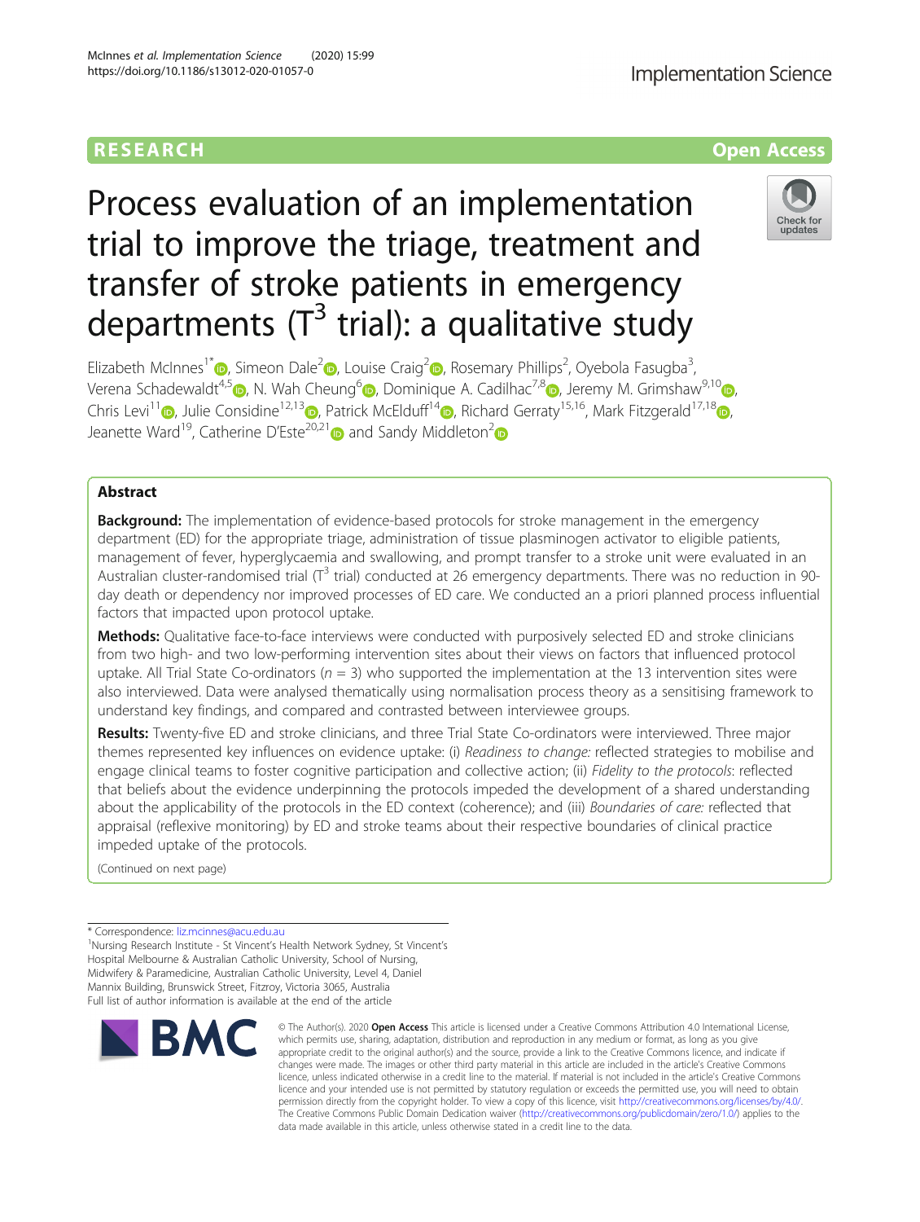RESEARCH Open Access

# Process evaluation of an implementation trial to improve the triage, treatment and transfer of stroke patients in emergency departments ($T^3$ trial): a qualitative study

Elizabeth McInnes[1*], Simeon Dale[2], Louise Craig[2], Rosemary Phillips[2], Oyebola Fasugba[3], Verena Schadewaldt[4,5], N. Wah Cheung[6], Dominique A. Cadilhac[7,8], Jeremy M. Grimshaw[9,10], Chris Levi[11], Julie Considine[12,13], Patrick McElduff[14], Richard Gerraty[15,16], Mark Fitzgerald[17,18], Jeanette Ward[19], Catherine D'Este[20,21] and Sandy Middleton[2]

## Abstract

**Background:** The implementation of evidence-based protocols for stroke management in the emergency department (ED) for the appropriate triage, administration of tissue plasminogen activator to eligible patients, management of fever, hyperglycaemia and swallowing, and prompt transfer to a stroke unit were evaluated in an Australian cluster-randomised trial ($T^3$ trial) conducted at 26 emergency departments. There was no reduction in 90-day death or dependency nor improved processes of ED care. We conducted an a priori planned process influential factors that impacted upon protocol uptake.

**Methods:** Qualitative face-to-face interviews were conducted with purposively selected ED and stroke clinicians from two high- and two low-performing intervention sites about their views on factors that influenced protocol uptake. All Trial State Co-ordinators ($n$ = 3) who supported the implementation at the 13 intervention sites were also interviewed. Data were analysed thematically using normalisation process theory as a sensitising framework to understand key findings, and compared and contrasted between interviewee groups.

**Results:** Twenty-five ED and stroke clinicians, and three Trial State Co-ordinators were interviewed. Three major themes represented key influences on evidence uptake: (i) *Readiness to change:* reflected strategies to mobilise and engage clinical teams to foster cognitive participation and collective action; (ii) *Fidelity to the protocols*: reflected that beliefs about the evidence underpinning the protocols impeded the development of a shared understanding about the applicability of the protocols in the ED context (coherence); and (iii) *Boundaries of care:* reflected that appraisal (reflexive monitoring) by ED and stroke teams about their respective boundaries of clinical practice impeded uptake of the protocols.

(Continued on next page)

\* Correspondence: liz.mcinnes@acu.edu.au

[1]Nursing Research Institute - St Vincent's Health Network Sydney, St Vincent's Hospital Melbourne & Australian Catholic University, School of Nursing, Midwifery & Paramedicine, Australian Catholic University, Level 4, Daniel Mannix Building, Brunswick Street, Fitzroy, Victoria 3065, Australia

Full list of author information is available at the end of the article

© The Author(s). 2020 **Open Access** This article is licensed under a Creative Commons Attribution 4.0 International License, which permits use, sharing, adaptation, distribution and reproduction in any medium or format, as long as you give appropriate credit to the original author(s) and the source, provide a link to the Creative Commons licence, and indicate if changes were made. The images or other third party material in this article are included in the article's Creative Commons licence, unless indicated otherwise in a credit line to the material. If material is not included in the article's Creative Commons licence and your intended use is not permitted by statutory regulation or exceeds the permitted use, you will need to obtain permission directly from the copyright holder. To view a copy of this licence, visit http://creativecommons.org/licenses/by/4.0/. The Creative Commons Public Domain Dedication waiver (http://creativecommons.org/publicdomain/zero/1.0/) applies to the data made available in this article, unless otherwise stated in a credit line to the data.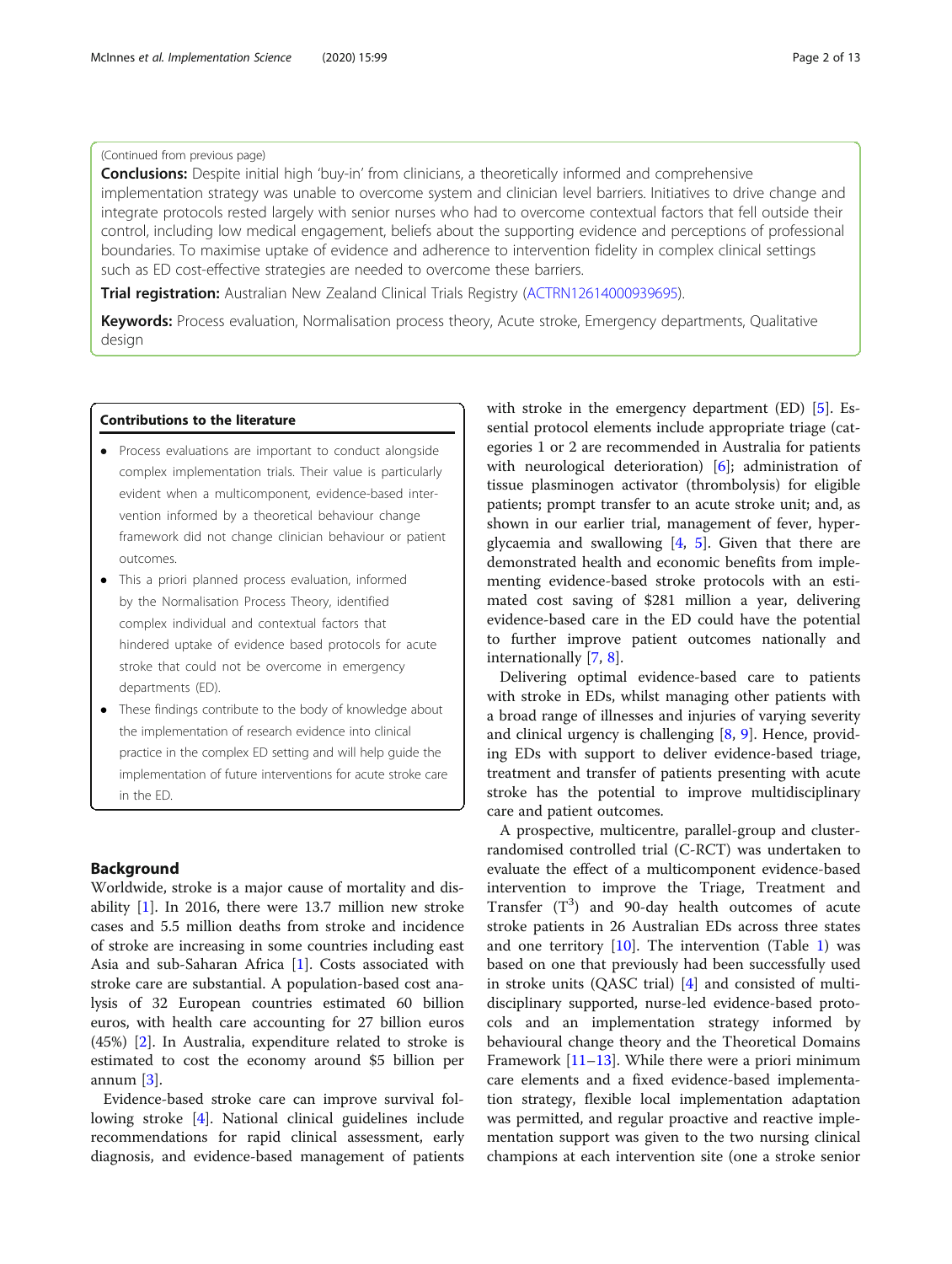(Continued from previous page)

**Conclusions:** Despite initial high 'buy-in' from clinicians, a theoretically informed and comprehensive implementation strategy was unable to overcome system and clinician level barriers. Initiatives to drive change and integrate protocols rested largely with senior nurses who had to overcome contextual factors that fell outside their control, including low medical engagement, beliefs about the supporting evidence and perceptions of professional boundaries. To maximise uptake of evidence and adherence to intervention fidelity in complex clinical settings such as ED cost-effective strategies are needed to overcome these barriers.

**Trial registration:** Australian New Zealand Clinical Trials Registry (ACTRN12614000939695).

**Keywords:** Process evaluation, Normalisation process theory, Acute stroke, Emergency departments, Qualitative design

**Contributions to the literature**

- Process evaluations are important to conduct alongside complex implementation trials. Their value is particularly evident when a multicomponent, evidence-based intervention informed by a theoretical behaviour change framework did not change clinician behaviour or patient outcomes.
- This a priori planned process evaluation, informed by the Normalisation Process Theory, identified complex individual and contextual factors that hindered uptake of evidence based protocols for acute stroke that could not be overcome in emergency departments (ED).
- These findings contribute to the body of knowledge about the implementation of research evidence into clinical practice in the complex ED setting and will help guide the implementation of future interventions for acute stroke care in the ED.

## Background

Worldwide, stroke is a major cause of mortality and disability [1]. In 2016, there were 13.7 million new stroke cases and 5.5 million deaths from stroke and incidence of stroke are increasing in some countries including east Asia and sub-Saharan Africa [1]. Costs associated with stroke care are substantial. A population-based cost analysis of 32 European countries estimated 60 billion euros, with health care accounting for 27 billion euros (45%) [2]. In Australia, expenditure related to stroke is estimated to cost the economy around $5 billion per annum [3].

Evidence-based stroke care can improve survival following stroke [4]. National clinical guidelines include recommendations for rapid clinical assessment, early diagnosis, and evidence-based management of patients with stroke in the emergency department (ED) [5]. Essential protocol elements include appropriate triage (categories 1 or 2 are recommended in Australia for patients with neurological deterioration) [6]; administration of tissue plasminogen activator (thrombolysis) for eligible patients; prompt transfer to an acute stroke unit; and, as shown in our earlier trial, management of fever, hyperglycaemia and swallowing [4, 5]. Given that there are demonstrated health and economic benefits from implementing evidence-based stroke protocols with an estimated cost saving of $281 million a year, delivering evidence-based care in the ED could have the potential to further improve patient outcomes nationally and internationally [7, 8].

Delivering optimal evidence-based care to patients with stroke in EDs, whilst managing other patients with a broad range of illnesses and injuries of varying severity and clinical urgency is challenging [8, 9]. Hence, providing EDs with support to deliver evidence-based triage, treatment and transfer of patients presenting with acute stroke has the potential to improve multidisciplinary care and patient outcomes.

A prospective, multicentre, parallel-group and cluster-randomised controlled trial (C-RCT) was undertaken to evaluate the effect of a multicomponent evidence-based intervention to improve the Triage, Treatment and Transfer ($T^3$) and 90-day health outcomes of acute stroke patients in 26 Australian EDs across three states and one territory [10]. The intervention (Table 1) was based on one that previously had been successfully used in stroke units (QASC trial) [4] and consisted of multidisciplinary supported, nurse-led evidence-based protocols and an implementation strategy informed by behavioural change theory and the Theoretical Domains Framework [11–13]. While there were a priori minimum care elements and a fixed evidence-based implementation strategy, flexible local implementation adaptation was permitted, and regular proactive and reactive implementation support was given to the two nursing clinical champions at each intervention site (one a stroke senior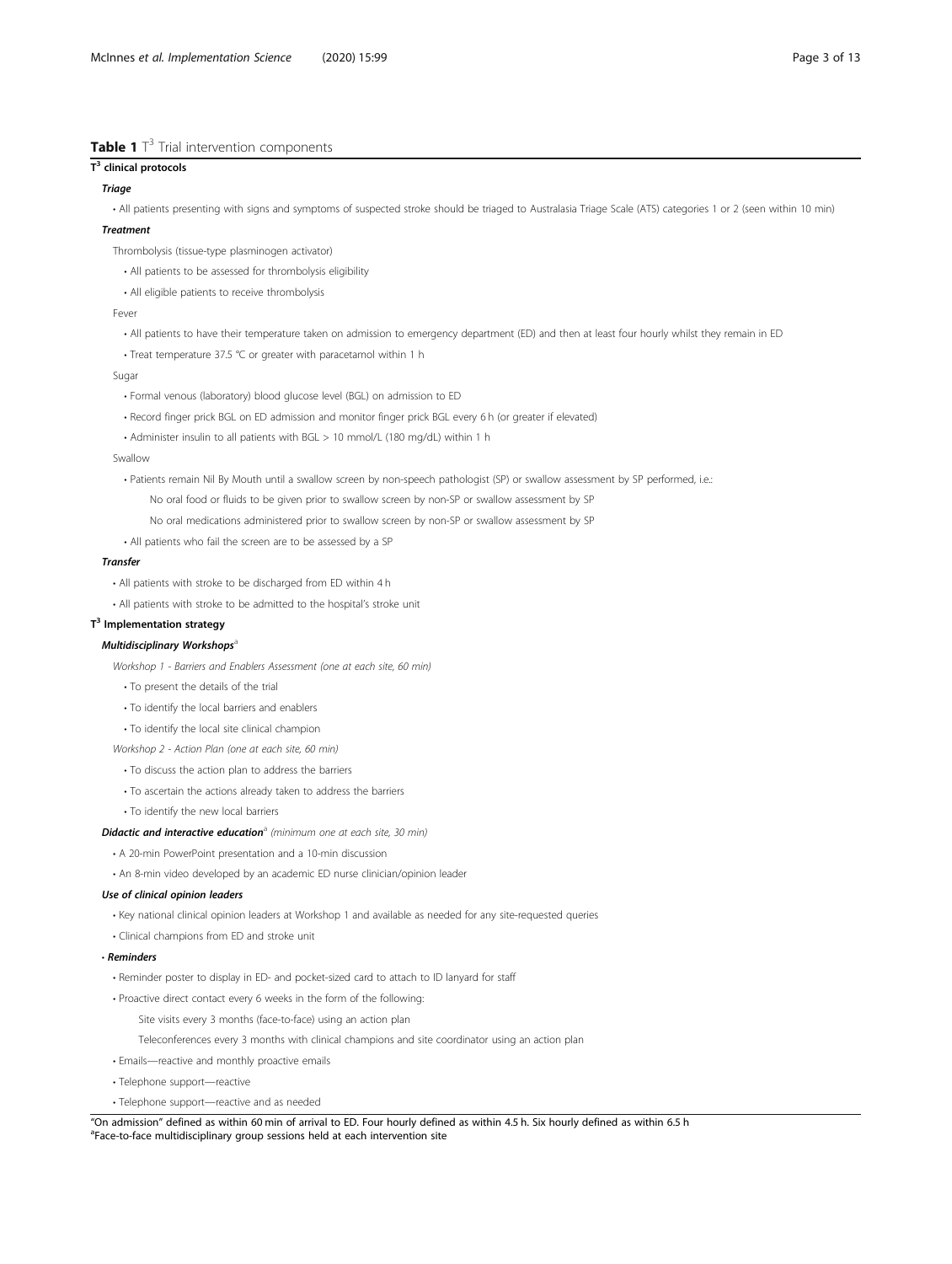**Table 1** $T^3$ Trial intervention components

**$T^3$ clinical protocols**

***Triage***

- All patients presenting with signs and symptoms of suspected stroke should be triaged to Australasia Triage Scale (ATS) categories 1 or 2 (seen within 10 min)

***Treatment***

Thrombolysis (tissue-type plasminogen activator)

- All patients to be assessed for thrombolysis eligibility
- All eligible patients to receive thrombolysis

Fever

- All patients to have their temperature taken on admission to emergency department (ED) and then at least four hourly whilst they remain in ED
- Treat temperature 37.5 °C or greater with paracetamol within 1 h

Sugar

- Formal venous (laboratory) blood glucose level (BGL) on admission to ED
- Record finger prick BGL on ED admission and monitor finger prick BGL every 6 h (or greater if elevated)
- Administer insulin to all patients with BGL > 10 mmol/L (180 mg/dL) within 1 h

Swallow

- Patients remain Nil By Mouth until a swallow screen by non-speech pathologist (SP) or swallow assessment by SP performed, i.e.:

  No oral food or fluids to be given prior to swallow screen by non-SP or swallow assessment by SP

  No oral medications administered prior to swallow screen by non-SP or swallow assessment by SP

- All patients who fail the screen are to be assessed by a SP

***Transfer***

- All patients with stroke to be discharged from ED within 4 h
- All patients with stroke to be admitted to the hospital's stroke unit

**$T^3$ Implementation strategy**

***Multidisciplinary Workshops***[a]

*Workshop 1 - Barriers and Enablers Assessment (one at each site, 60 min)*

- To present the details of the trial
- To identify the local barriers and enablers
- To identify the local site clinical champion

*Workshop 2 - Action Plan (one at each site, 60 min)*

- To discuss the action plan to address the barriers
- To ascertain the actions already taken to address the barriers
- To identify the new local barriers

***Didactic and interactive education***[a] *(minimum one at each site, 30 min)*

- A 20-min PowerPoint presentation and a 10-min discussion
- An 8-min video developed by an academic ED nurse clinician/opinion leader

***Use of clinical opinion leaders***

- Key national clinical opinion leaders at Workshop 1 and available as needed for any site-requested queries
- Clinical champions from ED and stroke unit

• ***Reminders***

- Reminder poster to display in ED- and pocket-sized card to attach to ID lanyard for staff
- Proactive direct contact every 6 weeks in the form of the following:

  Site visits every 3 months (face-to-face) using an action plan

  Teleconferences every 3 months with clinical champions and site coordinator using an action plan

- Emails—reactive and monthly proactive emails
- Telephone support—reactive
- Telephone support—reactive and as needed

"On admission" defined as within 60 min of arrival to ED. Four hourly defined as within 4.5 h. Six hourly defined as within 6.5 h

[a]Face-to-face multidisciplinary group sessions held at each intervention site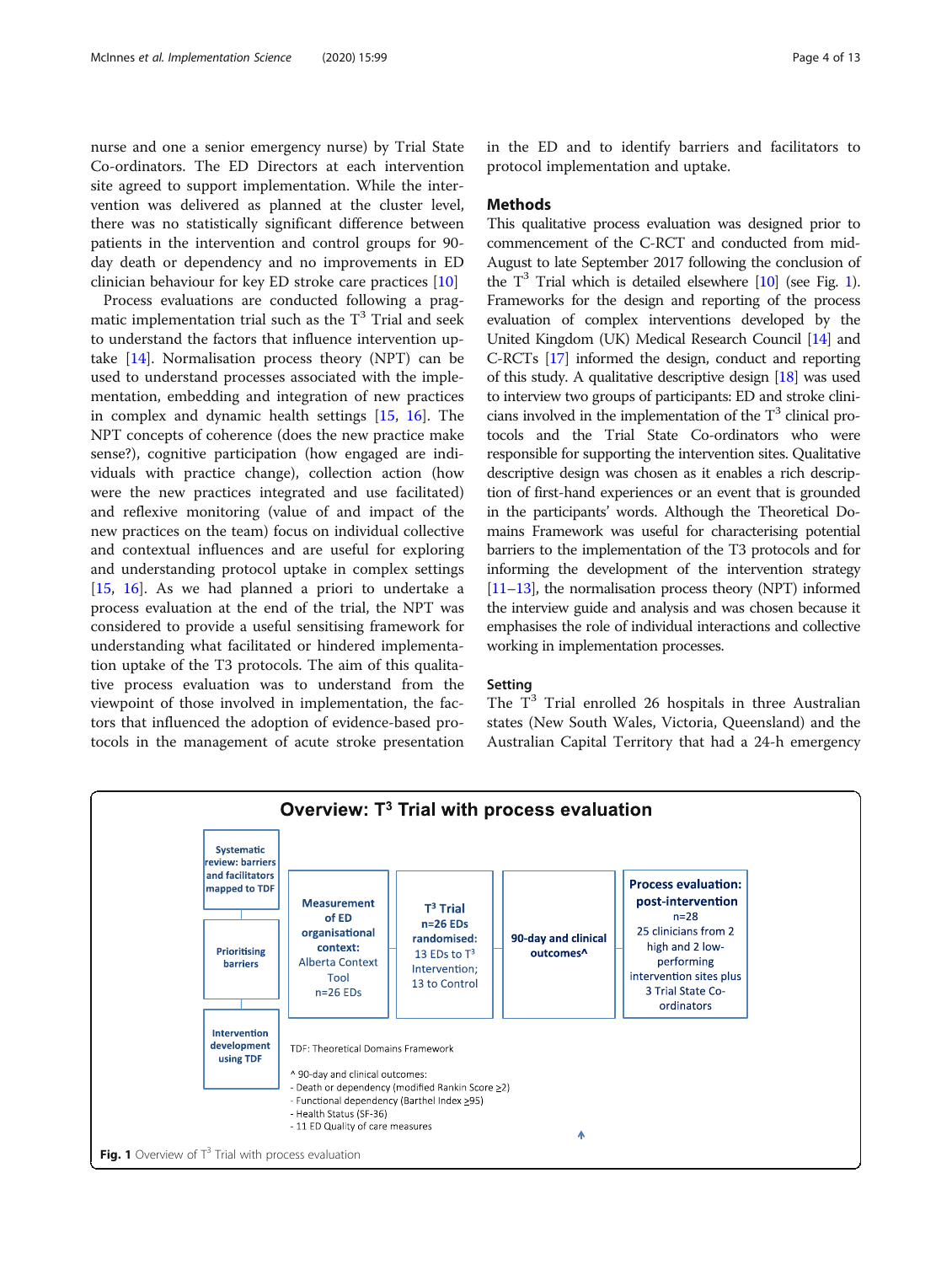nurse and one a senior emergency nurse) by Trial State Co-ordinators. The ED Directors at each intervention site agreed to support implementation. While the intervention was delivered as planned at the cluster level, there was no statistically significant difference between patients in the intervention and control groups for 90-day death or dependency and no improvements in ED clinician behaviour for key ED stroke care practices [10]

Process evaluations are conducted following a pragmatic implementation trial such as the T$^3$ Trial and seek to understand the factors that influence intervention uptake [14]. Normalisation process theory (NPT) can be used to understand processes associated with the implementation, embedding and integration of new practices in complex and dynamic health settings [15, 16]. The NPT concepts of coherence (does the new practice make sense?), cognitive participation (how engaged are individuals with practice change), collection action (how were the new practices integrated and use facilitated) and reflexive monitoring (value of and impact of the new practices on the team) focus on individual collective and contextual influences and are useful for exploring and understanding protocol uptake in complex settings [15, 16]. As we had planned a priori to undertake a process evaluation at the end of the trial, the NPT was considered to provide a useful sensitising framework for understanding what facilitated or hindered implementation uptake of the T3 protocols. The aim of this qualitative process evaluation was to understand from the viewpoint of those involved in implementation, the factors that influenced the adoption of evidence-based protocols in the management of acute stroke presentation in the ED and to identify barriers and facilitators to protocol implementation and uptake.

## Methods

This qualitative process evaluation was designed prior to commencement of the C-RCT and conducted from mid-August to late September 2017 following the conclusion of the T$^3$ Trial which is detailed elsewhere [10] (see Fig. 1). Frameworks for the design and reporting of the process evaluation of complex interventions developed by the United Kingdom (UK) Medical Research Council [14] and C-RCTs [17] informed the design, conduct and reporting of this study. A qualitative descriptive design [18] was used to interview two groups of participants: ED and stroke clinicians involved in the implementation of the T$^3$ clinical protocols and the Trial State Co-ordinators who were responsible for supporting the intervention sites. Qualitative descriptive design was chosen as it enables a rich description of first-hand experiences or an event that is grounded in the participants' words. Although the Theoretical Domains Framework was useful for characterising potential barriers to the implementation of the T3 protocols and for informing the development of the intervention strategy [11–13], the normalisation process theory (NPT) informed the interview guide and analysis and was chosen because it emphasises the role of individual interactions and collective working in implementation processes.

### Setting

The T$^3$ Trial enrolled 26 hospitals in three Australian states (New South Wales, Victoria, Queensland) and the Australian Capital Territory that had a 24-h emergency

**Overview: T$^3$ Trial with process evaluation**

- Systematic review: barriers and facilitators mapped to TDF → Prioritising barriers → Intervention development using TDF
- Measurement of ED organisational context: Alberta Context Tool n=26 EDs
- T$^3$ Trial n=26 EDs randomised: 13 EDs to T$^3$ Intervention; 13 to Control
- 90-day and clinical outcomes^
- Process evaluation: post-intervention n=28 25 clinicians from 2 high and 2 low-performing intervention sites plus 3 Trial State Co-ordinators

TDF: Theoretical Domains Framework

^ 90-day and clinical outcomes:
- Death or dependency (modified Rankin Score ≥2)
- Functional dependency (Barthel Index ≥95)
- Health Status (SF-36)
- 11 ED Quality of care measures

**Fig. 1** Overview of T$^3$ Trial with process evaluation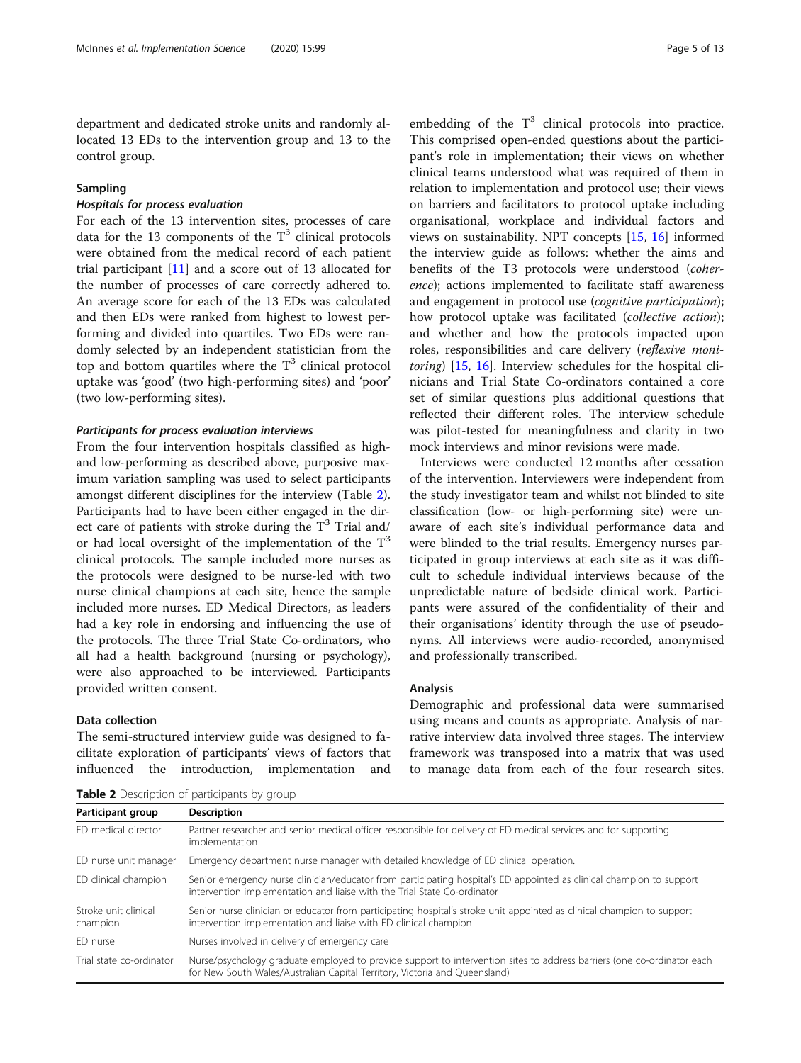department and dedicated stroke units and randomly allocated 13 EDs to the intervention group and 13 to the control group.

## Sampling

### *Hospitals for process evaluation*

For each of the 13 intervention sites, processes of care data for the 13 components of the $T^3$ clinical protocols were obtained from the medical record of each patient trial participant [11] and a score out of 13 allocated for the number of processes of care correctly adhered to. An average score for each of the 13 EDs was calculated and then EDs were ranked from highest to lowest performing and divided into quartiles. Two EDs were randomly selected by an independent statistician from the top and bottom quartiles where the $T^3$ clinical protocol uptake was 'good' (two high-performing sites) and 'poor' (two low-performing sites).

### *Participants for process evaluation interviews*

From the four intervention hospitals classified as high- and low-performing as described above, purposive maximum variation sampling was used to select participants amongst different disciplines for the interview (Table 2). Participants had to have been either engaged in the direct care of patients with stroke during the $T^3$ Trial and/or had local oversight of the implementation of the $T^3$ clinical protocols. The sample included more nurses as the protocols were designed to be nurse-led with two nurse clinical champions at each site, hence the sample included more nurses. ED Medical Directors, as leaders had a key role in endorsing and influencing the use of the protocols. The three Trial State Co-ordinators, who all had a health background (nursing or psychology), were also approached to be interviewed. Participants provided written consent.

## Data collection

The semi-structured interview guide was designed to facilitate exploration of participants' views of factors that influenced the introduction, implementation and embedding of the $T^3$ clinical protocols into practice. This comprised open-ended questions about the participant's role in implementation; their views on whether clinical teams understood what was required of them in relation to implementation and protocol use; their views on barriers and facilitators to protocol uptake including organisational, workplace and individual factors and views on sustainability. NPT concepts [15, 16] informed the interview guide as follows: whether the aims and benefits of the T3 protocols were understood (*coherence*); actions implemented to facilitate staff awareness and engagement in protocol use (*cognitive participation*); how protocol uptake was facilitated (*collective action*); and whether and how the protocols impacted upon roles, responsibilities and care delivery (*reflexive monitoring*) [15, 16]. Interview schedules for the hospital clinicians and Trial State Co-ordinators contained a core set of similar questions plus additional questions that reflected their different roles. The interview schedule was pilot-tested for meaningfulness and clarity in two mock interviews and minor revisions were made.

Interviews were conducted 12 months after cessation of the intervention. Interviewers were independent from the study investigator team and whilst not blinded to site classification (low- or high-performing site) were unaware of each site's individual performance data and were blinded to the trial results. Emergency nurses participated in group interviews at each site as it was difficult to schedule individual interviews because of the unpredictable nature of bedside clinical work. Participants were assured of the confidentiality of their and their organisations' identity through the use of pseudonyms. All interviews were audio-recorded, anonymised and professionally transcribed.

## Analysis

Demographic and professional data were summarised using means and counts as appropriate. Analysis of narrative interview data involved three stages. The interview framework was transposed into a matrix that was used to manage data from each of the four research sites.

**Table 2** Description of participants by group

| Participant group | Description |
|---|---|
| ED medical director | Partner researcher and senior medical officer responsible for delivery of ED medical services and for supporting implementation |
| ED nurse unit manager | Emergency department nurse manager with detailed knowledge of ED clinical operation. |
| ED clinical champion | Senior emergency nurse clinician/educator from participating hospital's ED appointed as clinical champion to support intervention implementation and liaise with the Trial State Co-ordinator |
| Stroke unit clinical champion | Senior nurse clinician or educator from participating hospital's stroke unit appointed as clinical champion to support intervention implementation and liaise with ED clinical champion |
| ED nurse | Nurses involved in delivery of emergency care |
| Trial state co-ordinator | Nurse/psychology graduate employed to provide support to intervention sites to address barriers (one co-ordinator each for New South Wales/Australian Capital Territory, Victoria and Queensland) |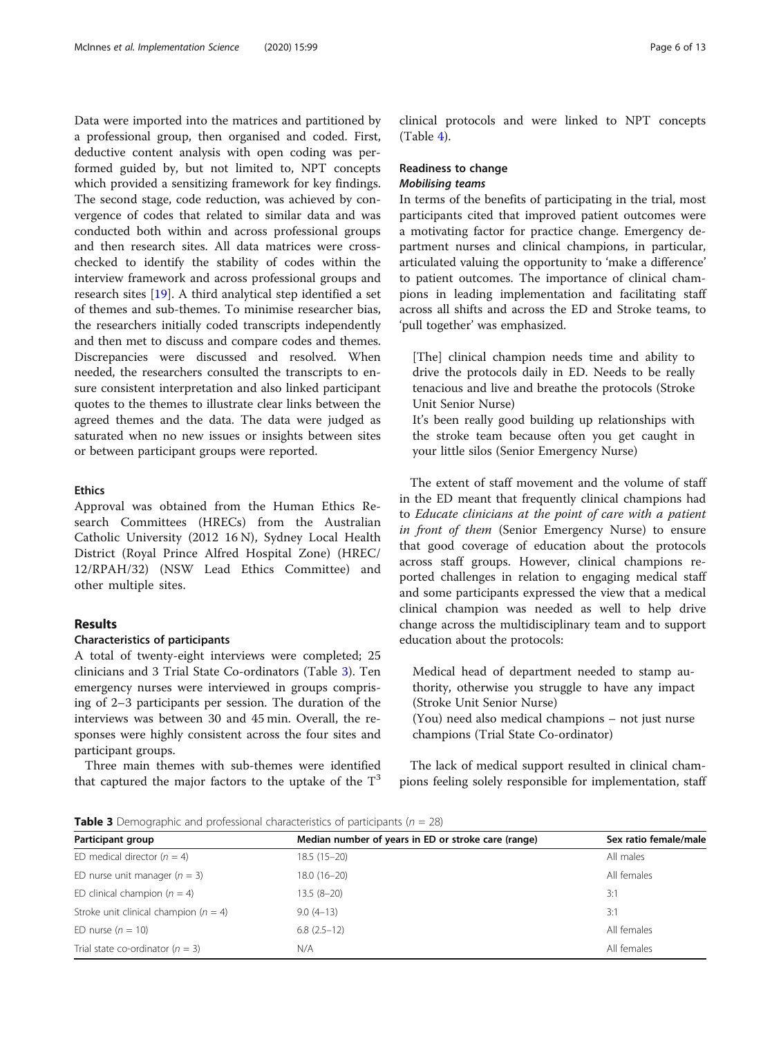Data were imported into the matrices and partitioned by a professional group, then organised and coded. First, deductive content analysis with open coding was performed guided by, but not limited to, NPT concepts which provided a sensitizing framework for key findings. The second stage, code reduction, was achieved by convergence of codes that related to similar data and was conducted both within and across professional groups and then research sites. All data matrices were cross-checked to identify the stability of codes within the interview framework and across professional groups and research sites [19]. A third analytical step identified a set of themes and sub-themes. To minimise researcher bias, the researchers initially coded transcripts independently and then met to discuss and compare codes and themes. Discrepancies were discussed and resolved. When needed, the researchers consulted the transcripts to ensure consistent interpretation and also linked participant quotes to the themes to illustrate clear links between the agreed themes and the data. The data were judged as saturated when no new issues or insights between sites or between participant groups were reported.

### Ethics

Approval was obtained from the Human Ethics Research Committees (HRECs) from the Australian Catholic University (2012 16 N), Sydney Local Health District (Royal Prince Alfred Hospital Zone) (HREC/12/RPAH/32) (NSW Lead Ethics Committee) and other multiple sites.

## Results

### Characteristics of participants

A total of twenty-eight interviews were completed; 25 clinicians and 3 Trial State Co-ordinators (Table 3). Ten emergency nurses were interviewed in groups comprising of 2–3 participants per session. The duration of the interviews was between 30 and 45 min. Overall, the responses were highly consistent across the four sites and participant groups.

Three main themes with sub-themes were identified that captured the major factors to the uptake of the $T^3$ clinical protocols and were linked to NPT concepts (Table 4).

### Readiness to change

#### *Mobilising teams*

In terms of the benefits of participating in the trial, most participants cited that improved patient outcomes were a motivating factor for practice change. Emergency department nurses and clinical champions, in particular, articulated valuing the opportunity to 'make a difference' to patient outcomes. The importance of clinical champions in leading implementation and facilitating staff across all shifts and across the ED and Stroke teams, to 'pull together' was emphasized.

> [The] clinical champion needs time and ability to drive the protocols daily in ED. Needs to be really tenacious and live and breathe the protocols (Stroke Unit Senior Nurse)
>
> It's been really good building up relationships with the stroke team because often you get caught in your little silos (Senior Emergency Nurse)

The extent of staff movement and the volume of staff in the ED meant that frequently clinical champions had to *Educate clinicians at the point of care with a patient in front of them* (Senior Emergency Nurse) to ensure that good coverage of education about the protocols across staff groups. However, clinical champions reported challenges in relation to engaging medical staff and some participants expressed the view that a medical clinical champion was needed as well to help drive change across the multidisciplinary team and to support education about the protocols:

> Medical head of department needed to stamp authority, otherwise you struggle to have any impact (Stroke Unit Senior Nurse)
>
> (You) need also medical champions – not just nurse champions (Trial State Co-ordinator)

The lack of medical support resulted in clinical champions feeling solely responsible for implementation, staff

**Table 3** Demographic and professional characteristics of participants ($n$ = 28)

| Participant group | Median number of years in ED or stroke care (range) | Sex ratio female/male |
|---|---|---|
| ED medical director ($n$ = 4) | 18.5 (15–20) | All males |
| ED nurse unit manager ($n$ = 3) | 18.0 (16–20) | All females |
| ED clinical champion ($n$ = 4) | 13.5 (8–20) | 3:1 |
| Stroke unit clinical champion ($n$ = 4) | 9.0 (4–13) | 3:1 |
| ED nurse ($n$ = 10) | 6.8 (2.5–12) | All females |
| Trial state co-ordinator ($n$ = 3) | N/A | All females |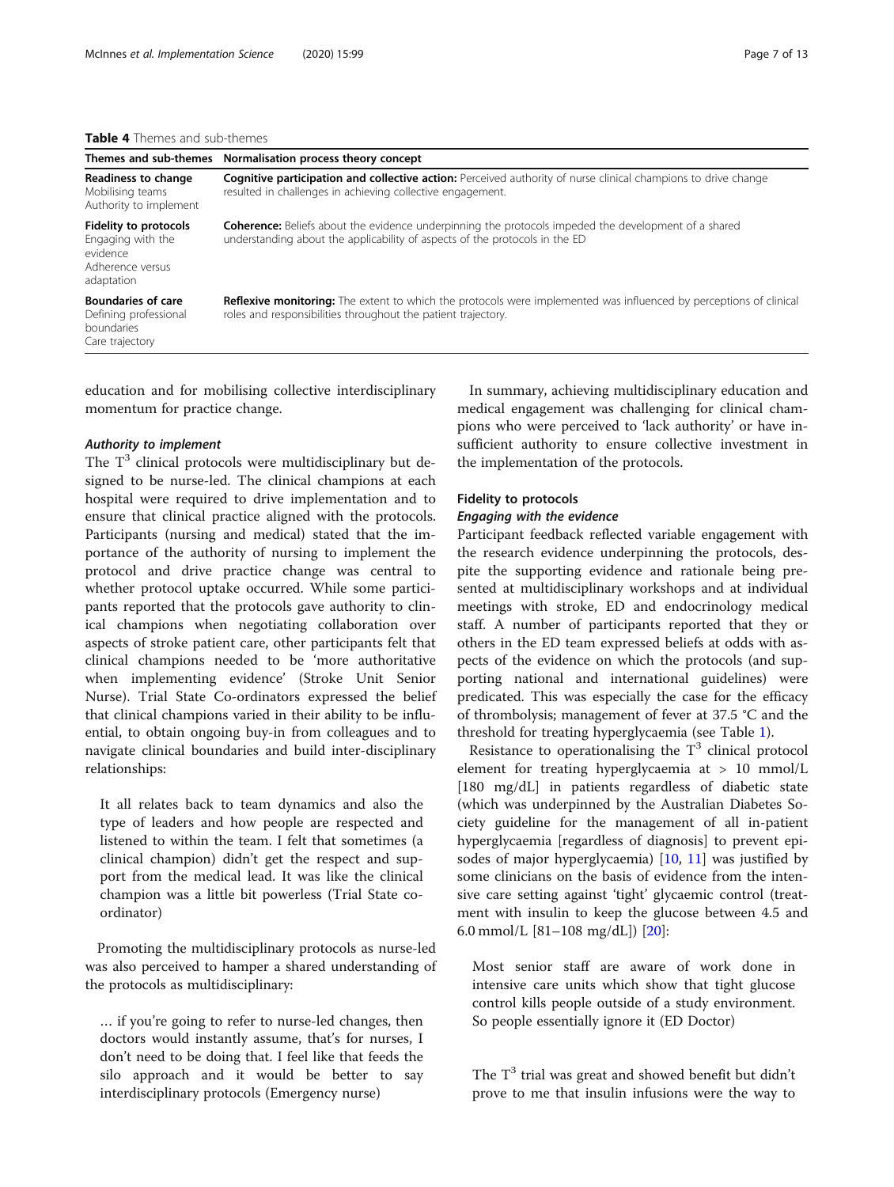**Table 4** Themes and sub-themes

| Themes and sub-themes | Normalisation process theory concept |
|---|---|
| **Readiness to change** Mobilising teams Authority to implement | **Cognitive participation and collective action:** Perceived authority of nurse clinical champions to drive change resulted in challenges in achieving collective engagement. |
| **Fidelity to protocols** Engaging with the evidence Adherence versus adaptation | **Coherence:** Beliefs about the evidence underpinning the protocols impeded the development of a shared understanding about the applicability of aspects of the protocols in the ED |
| **Boundaries of care** Defining professional boundaries Care trajectory | **Reflexive monitoring:** The extent to which the protocols were implemented was influenced by perceptions of clinical roles and responsibilities throughout the patient trajectory. |

education and for mobilising collective interdisciplinary momentum for practice change.

#### *Authority to implement*

The $T^3$ clinical protocols were multidisciplinary but designed to be nurse-led. The clinical champions at each hospital were required to drive implementation and to ensure that clinical practice aligned with the protocols. Participants (nursing and medical) stated that the importance of the authority of nursing to implement the protocol and drive practice change was central to whether protocol uptake occurred. While some participants reported that the protocols gave authority to clinical champions when negotiating collaboration over aspects of stroke patient care, other participants felt that clinical champions needed to be 'more authoritative when implementing evidence' (Stroke Unit Senior Nurse). Trial State Co-ordinators expressed the belief that clinical champions varied in their ability to be influential, to obtain ongoing buy-in from colleagues and to navigate clinical boundaries and build inter-disciplinary relationships:

> It all relates back to team dynamics and also the type of leaders and how people are respected and listened to within the team. I felt that sometimes (a clinical champion) didn't get the respect and support from the medical lead. It was like the clinical champion was a little bit powerless (Trial State co-ordinator)

Promoting the multidisciplinary protocols as nurse-led was also perceived to hamper a shared understanding of the protocols as multidisciplinary:

> … if you're going to refer to nurse-led changes, then doctors would instantly assume, that's for nurses, I don't need to be doing that. I feel like that feeds the silo approach and it would be better to say interdisciplinary protocols (Emergency nurse)

In summary, achieving multidisciplinary education and medical engagement was challenging for clinical champions who were perceived to 'lack authority' or have insufficient authority to ensure collective investment in the implementation of the protocols.

### Fidelity to protocols

#### *Engaging with the evidence*

Participant feedback reflected variable engagement with the research evidence underpinning the protocols, despite the supporting evidence and rationale being presented at multidisciplinary workshops and at individual meetings with stroke, ED and endocrinology medical staff. A number of participants reported that they or others in the ED team expressed beliefs at odds with aspects of the evidence on which the protocols (and supporting national and international guidelines) were predicated. This was especially the case for the efficacy of thrombolysis; management of fever at 37.5 °C and the threshold for treating hyperglycaemia (see Table 1).

Resistance to operationalising the $T^3$ clinical protocol element for treating hyperglycaemia at > 10 mmol/L [180 mg/dL] in patients regardless of diabetic state (which was underpinned by the Australian Diabetes Society guideline for the management of all in-patient hyperglycaemia [regardless of diagnosis] to prevent episodes of major hyperglycaemia) [10, 11] was justified by some clinicians on the basis of evidence from the intensive care setting against 'tight' glycaemic control (treatment with insulin to keep the glucose between 4.5 and 6.0 mmol/L [81–108 mg/dL]) [20]:

> Most senior staff are aware of work done in intensive care units which show that tight glucose control kills people outside of a study environment. So people essentially ignore it (ED Doctor)

> The $T^3$ trial was great and showed benefit but didn't prove to me that insulin infusions were the way to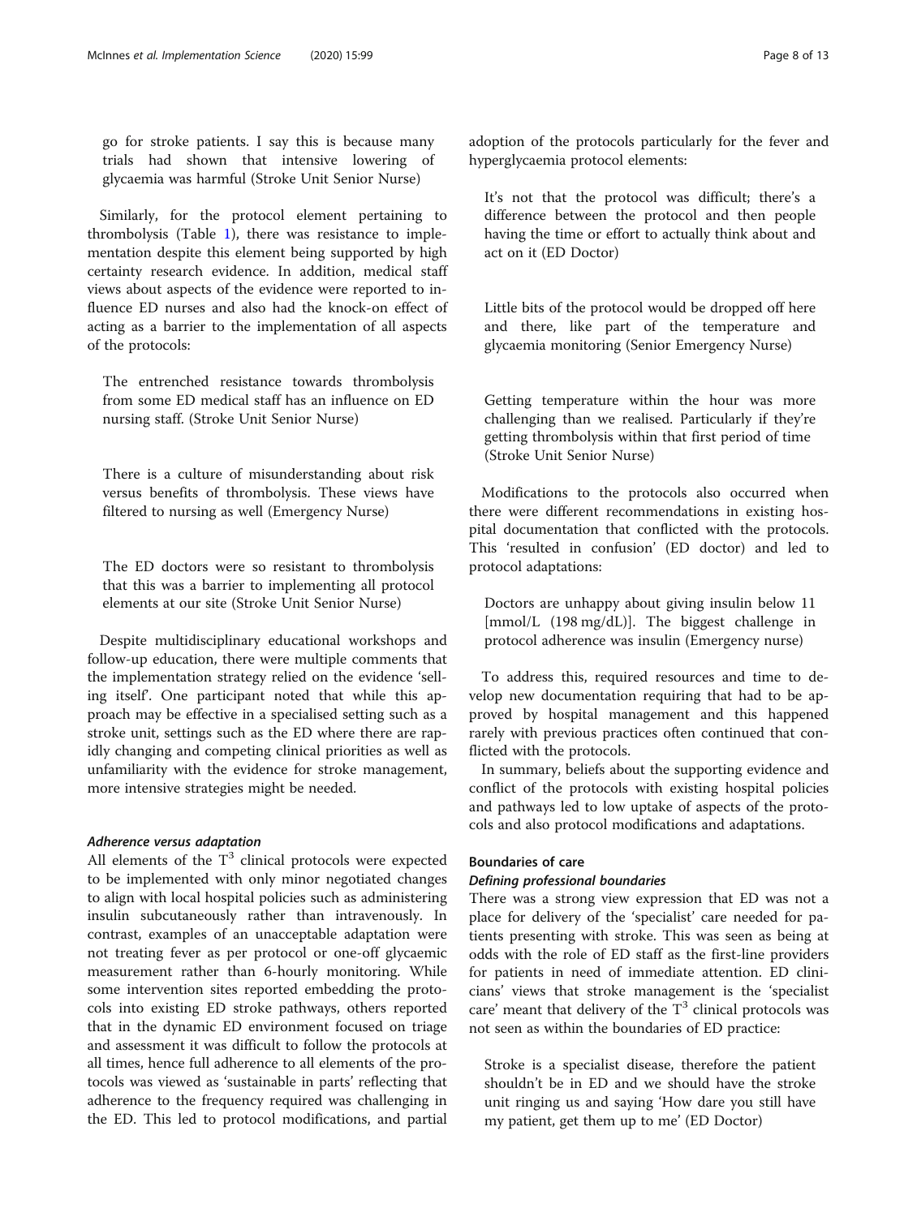go for stroke patients. I say this is because many trials had shown that intensive lowering of glycaemia was harmful (Stroke Unit Senior Nurse)

Similarly, for the protocol element pertaining to thrombolysis (Table 1), there was resistance to implementation despite this element being supported by high certainty research evidence. In addition, medical staff views about aspects of the evidence were reported to influence ED nurses and also had the knock-on effect of acting as a barrier to the implementation of all aspects of the protocols:

> The entrenched resistance towards thrombolysis from some ED medical staff has an influence on ED nursing staff. (Stroke Unit Senior Nurse)

> There is a culture of misunderstanding about risk versus benefits of thrombolysis. These views have filtered to nursing as well (Emergency Nurse)

> The ED doctors were so resistant to thrombolysis that this was a barrier to implementing all protocol elements at our site (Stroke Unit Senior Nurse)

Despite multidisciplinary educational workshops and follow-up education, there were multiple comments that the implementation strategy relied on the evidence 'selling itself'. One participant noted that while this approach may be effective in a specialised setting such as a stroke unit, settings such as the ED where there are rapidly changing and competing clinical priorities as well as unfamiliarity with the evidence for stroke management, more intensive strategies might be needed.

#### *Adherence versus adaptation*

All elements of the $T^3$ clinical protocols were expected to be implemented with only minor negotiated changes to align with local hospital policies such as administering insulin subcutaneously rather than intravenously. In contrast, examples of an unacceptable adaptation were not treating fever as per protocol or one-off glycaemic measurement rather than 6-hourly monitoring. While some intervention sites reported embedding the protocols into existing ED stroke pathways, others reported that in the dynamic ED environment focused on triage and assessment it was difficult to follow the protocols at all times, hence full adherence to all elements of the protocols was viewed as 'sustainable in parts' reflecting that adherence to the frequency required was challenging in the ED. This led to protocol modifications, and partial adoption of the protocols particularly for the fever and hyperglycaemia protocol elements:

> It's not that the protocol was difficult; there's a difference between the protocol and then people having the time or effort to actually think about and act on it (ED Doctor)

> Little bits of the protocol would be dropped off here and there, like part of the temperature and glycaemia monitoring (Senior Emergency Nurse)

> Getting temperature within the hour was more challenging than we realised. Particularly if they're getting thrombolysis within that first period of time (Stroke Unit Senior Nurse)

Modifications to the protocols also occurred when there were different recommendations in existing hospital documentation that conflicted with the protocols. This 'resulted in confusion' (ED doctor) and led to protocol adaptations:

> Doctors are unhappy about giving insulin below 11 [mmol/L (198 mg/dL)]. The biggest challenge in protocol adherence was insulin (Emergency nurse)

To address this, required resources and time to develop new documentation requiring that had to be approved by hospital management and this happened rarely with previous practices often continued that conflicted with the protocols.

In summary, beliefs about the supporting evidence and conflict of the protocols with existing hospital policies and pathways led to low uptake of aspects of the protocols and also protocol modifications and adaptations.

### Boundaries of care

#### *Defining professional boundaries*

There was a strong view expression that ED was not a place for delivery of the 'specialist' care needed for patients presenting with stroke. This was seen as being at odds with the role of ED staff as the first-line providers for patients in need of immediate attention. ED clinicians' views that stroke management is the 'specialist care' meant that delivery of the $T^3$ clinical protocols was not seen as within the boundaries of ED practice:

> Stroke is a specialist disease, therefore the patient shouldn't be in ED and we should have the stroke unit ringing us and saying 'How dare you still have my patient, get them up to me' (ED Doctor)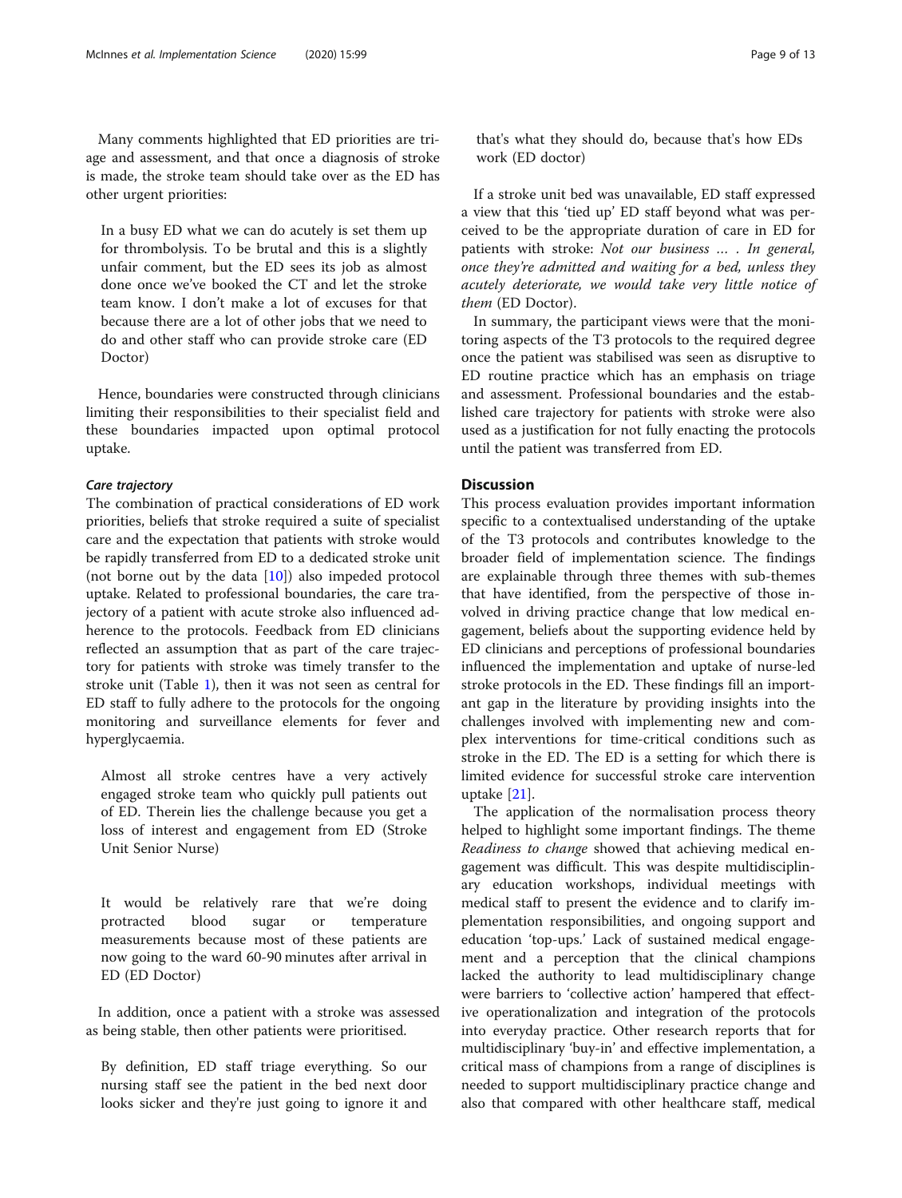Many comments highlighted that ED priorities are triage and assessment, and that once a diagnosis of stroke is made, the stroke team should take over as the ED has other urgent priorities:

> In a busy ED what we can do acutely is set them up for thrombolysis. To be brutal and this is a slightly unfair comment, but the ED sees its job as almost done once we've booked the CT and let the stroke team know. I don't make a lot of excuses for that because there are a lot of other jobs that we need to do and other staff who can provide stroke care (ED Doctor)

Hence, boundaries were constructed through clinicians limiting their responsibilities to their specialist field and these boundaries impacted upon optimal protocol uptake.

#### *Care trajectory*

The combination of practical considerations of ED work priorities, beliefs that stroke required a suite of specialist care and the expectation that patients with stroke would be rapidly transferred from ED to a dedicated stroke unit (not borne out by the data [10]) also impeded protocol uptake. Related to professional boundaries, the care trajectory of a patient with acute stroke also influenced adherence to the protocols. Feedback from ED clinicians reflected an assumption that as part of the care trajectory for patients with stroke was timely transfer to the stroke unit (Table 1), then it was not seen as central for ED staff to fully adhere to the protocols for the ongoing monitoring and surveillance elements for fever and hyperglycaemia.

> Almost all stroke centres have a very actively engaged stroke team who quickly pull patients out of ED. Therein lies the challenge because you get a loss of interest and engagement from ED (Stroke Unit Senior Nurse)

> It would be relatively rare that we're doing protracted blood sugar or temperature measurements because most of these patients are now going to the ward 60-90 minutes after arrival in ED (ED Doctor)

In addition, once a patient with a stroke was assessed as being stable, then other patients were prioritised.

> By definition, ED staff triage everything. So our nursing staff see the patient in the bed next door looks sicker and they're just going to ignore it and that's what they should do, because that's how EDs work (ED doctor)

If a stroke unit bed was unavailable, ED staff expressed a view that this 'tied up' ED staff beyond what was perceived to be the appropriate duration of care in ED for patients with stroke: *Not our business … . In general, once they're admitted and waiting for a bed, unless they acutely deteriorate, we would take very little notice of them* (ED Doctor).

In summary, the participant views were that the monitoring aspects of the T3 protocols to the required degree once the patient was stabilised was seen as disruptive to ED routine practice which has an emphasis on triage and assessment. Professional boundaries and the established care trajectory for patients with stroke were also used as a justification for not fully enacting the protocols until the patient was transferred from ED.

## Discussion

This process evaluation provides important information specific to a contextualised understanding of the uptake of the T3 protocols and contributes knowledge to the broader field of implementation science. The findings are explainable through three themes with sub-themes that have identified, from the perspective of those involved in driving practice change that low medical engagement, beliefs about the supporting evidence held by ED clinicians and perceptions of professional boundaries influenced the implementation and uptake of nurse-led stroke protocols in the ED. These findings fill an important gap in the literature by providing insights into the challenges involved with implementing new and complex interventions for time-critical conditions such as stroke in the ED. The ED is a setting for which there is limited evidence for successful stroke care intervention uptake [21].

The application of the normalisation process theory helped to highlight some important findings. The theme *Readiness to change* showed that achieving medical engagement was difficult. This was despite multidisciplinary education workshops, individual meetings with medical staff to present the evidence and to clarify implementation responsibilities, and ongoing support and education 'top-ups.' Lack of sustained medical engagement and a perception that the clinical champions lacked the authority to lead multidisciplinary change were barriers to 'collective action' hampered that effective operationalization and integration of the protocols into everyday practice. Other research reports that for multidisciplinary 'buy-in' and effective implementation, a critical mass of champions from a range of disciplines is needed to support multidisciplinary practice change and also that compared with other healthcare staff, medical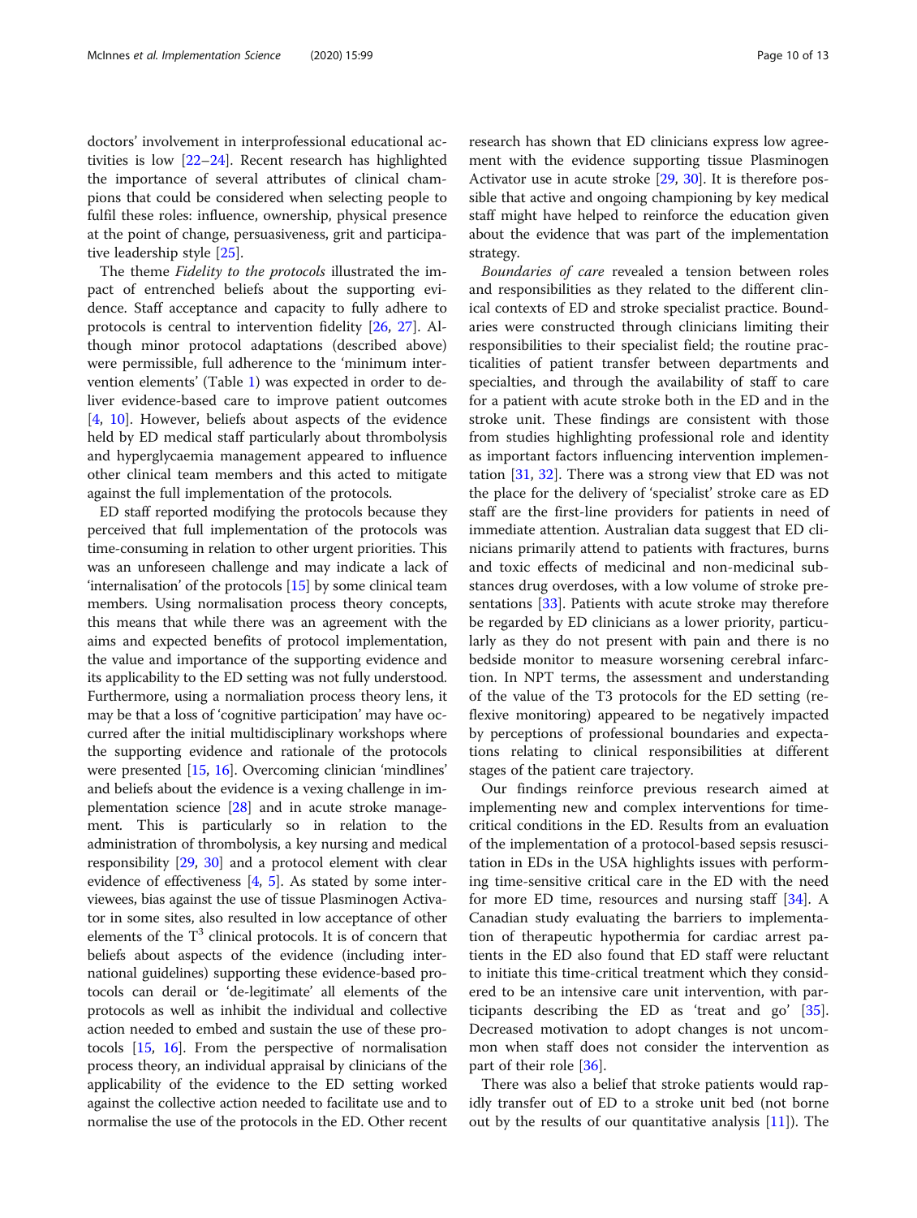doctors' involvement in interprofessional educational activities is low [22–24]. Recent research has highlighted the importance of several attributes of clinical champions that could be considered when selecting people to fulfil these roles: influence, ownership, physical presence at the point of change, persuasiveness, grit and participative leadership style [25].

The theme *Fidelity to the protocols* illustrated the impact of entrenched beliefs about the supporting evidence. Staff acceptance and capacity to fully adhere to protocols is central to intervention fidelity [26, 27]. Although minor protocol adaptations (described above) were permissible, full adherence to the 'minimum intervention elements' (Table 1) was expected in order to deliver evidence-based care to improve patient outcomes [4, 10]. However, beliefs about aspects of the evidence held by ED medical staff particularly about thrombolysis and hyperglycaemia management appeared to influence other clinical team members and this acted to mitigate against the full implementation of the protocols.

ED staff reported modifying the protocols because they perceived that full implementation of the protocols was time-consuming in relation to other urgent priorities. This was an unforeseen challenge and may indicate a lack of 'internalisation' of the protocols [15] by some clinical team members. Using normalisation process theory concepts, this means that while there was an agreement with the aims and expected benefits of protocol implementation, the value and importance of the supporting evidence and its applicability to the ED setting was not fully understood. Furthermore, using a normaliation process theory lens, it may be that a loss of 'cognitive participation' may have occurred after the initial multidisciplinary workshops where the supporting evidence and rationale of the protocols were presented [15, 16]. Overcoming clinician 'mindlines' and beliefs about the evidence is a vexing challenge in implementation science [28] and in acute stroke management. This is particularly so in relation to the administration of thrombolysis, a key nursing and medical responsibility [29, 30] and a protocol element with clear evidence of effectiveness [4, 5]. As stated by some interviewees, bias against the use of tissue Plasminogen Activator in some sites, also resulted in low acceptance of other elements of the $T^3$ clinical protocols. It is of concern that beliefs about aspects of the evidence (including international guidelines) supporting these evidence-based protocols can derail or 'de-legitimate' all elements of the protocols as well as inhibit the individual and collective action needed to embed and sustain the use of these protocols [15, 16]. From the perspective of normalisation process theory, an individual appraisal by clinicians of the applicability of the evidence to the ED setting worked against the collective action needed to facilitate use and to normalise the use of the protocols in the ED. Other recent research has shown that ED clinicians express low agreement with the evidence supporting tissue Plasminogen Activator use in acute stroke [29, 30]. It is therefore possible that active and ongoing championing by key medical staff might have helped to reinforce the education given about the evidence that was part of the implementation strategy.

*Boundaries of care* revealed a tension between roles and responsibilities as they related to the different clinical contexts of ED and stroke specialist practice. Boundaries were constructed through clinicians limiting their responsibilities to their specialist field; the routine practicalities of patient transfer between departments and specialties, and through the availability of staff to care for a patient with acute stroke both in the ED and in the stroke unit. These findings are consistent with those from studies highlighting professional role and identity as important factors influencing intervention implementation [31, 32]. There was a strong view that ED was not the place for the delivery of 'specialist' stroke care as ED staff are the first-line providers for patients in need of immediate attention. Australian data suggest that ED clinicians primarily attend to patients with fractures, burns and toxic effects of medicinal and non-medicinal substances drug overdoses, with a low volume of stroke presentations [33]. Patients with acute stroke may therefore be regarded by ED clinicians as a lower priority, particularly as they do not present with pain and there is no bedside monitor to measure worsening cerebral infarction. In NPT terms, the assessment and understanding of the value of the T3 protocols for the ED setting (reflexive monitoring) appeared to be negatively impacted by perceptions of professional boundaries and expectations relating to clinical responsibilities at different stages of the patient care trajectory.

Our findings reinforce previous research aimed at implementing new and complex interventions for time-critical conditions in the ED. Results from an evaluation of the implementation of a protocol-based sepsis resuscitation in EDs in the USA highlights issues with performing time-sensitive critical care in the ED with the need for more ED time, resources and nursing staff [34]. A Canadian study evaluating the barriers to implementation of therapeutic hypothermia for cardiac arrest patients in the ED also found that ED staff were reluctant to initiate this time-critical treatment which they considered to be an intensive care unit intervention, with participants describing the ED as 'treat and go' [35]. Decreased motivation to adopt changes is not uncommon when staff does not consider the intervention as part of their role [36].

There was also a belief that stroke patients would rapidly transfer out of ED to a stroke unit bed (not borne out by the results of our quantitative analysis [11]). The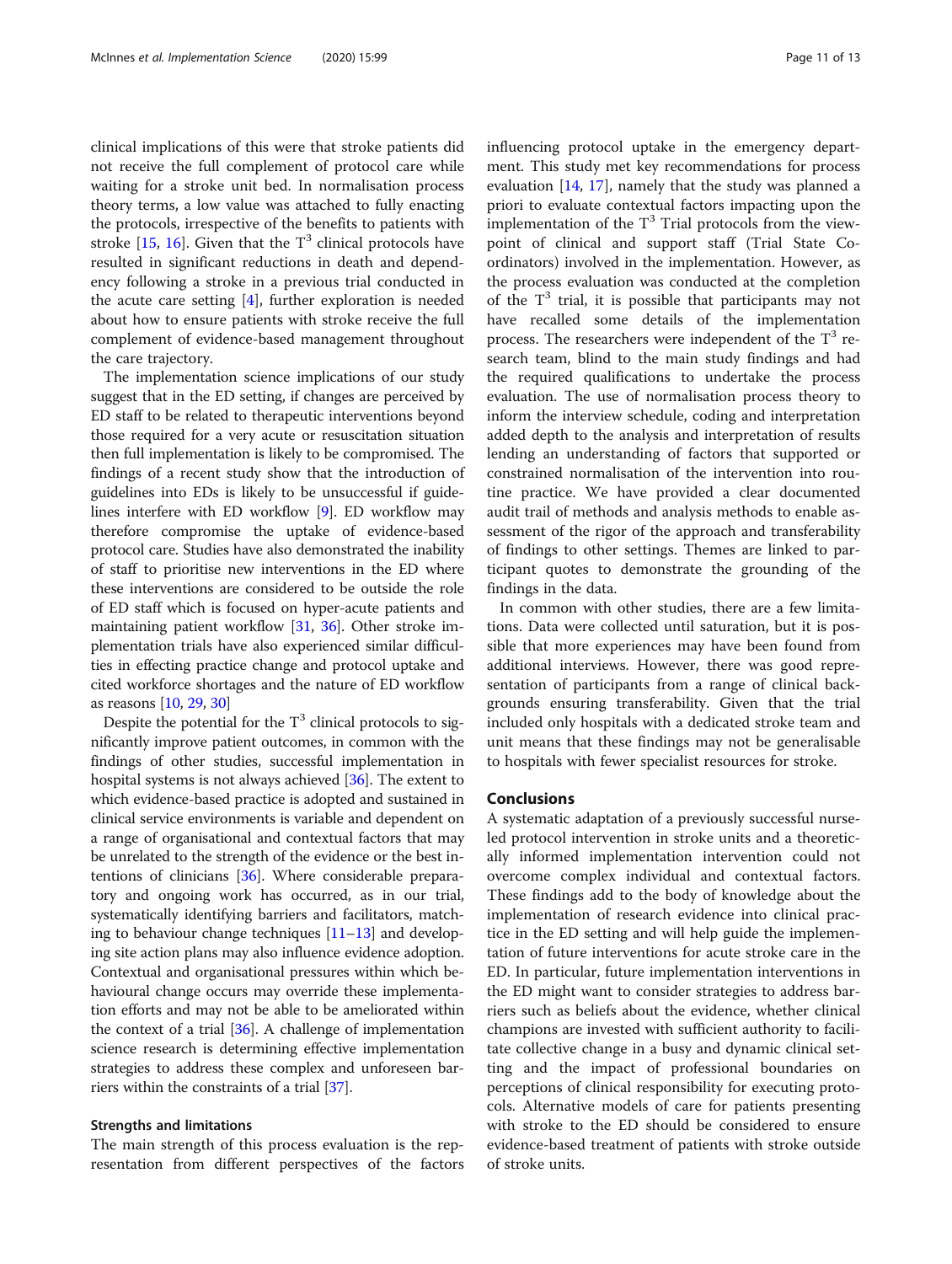clinical implications of this were that stroke patients did not receive the full complement of protocol care while waiting for a stroke unit bed. In normalisation process theory terms, a low value was attached to fully enacting the protocols, irrespective of the benefits to patients with stroke [15, 16]. Given that the $T^3$ clinical protocols have resulted in significant reductions in death and dependency following a stroke in a previous trial conducted in the acute care setting [4], further exploration is needed about how to ensure patients with stroke receive the full complement of evidence-based management throughout the care trajectory.

The implementation science implications of our study suggest that in the ED setting, if changes are perceived by ED staff to be related to therapeutic interventions beyond those required for a very acute or resuscitation situation then full implementation is likely to be compromised. The findings of a recent study show that the introduction of guidelines into EDs is likely to be unsuccessful if guidelines interfere with ED workflow [9]. ED workflow may therefore compromise the uptake of evidence-based protocol care. Studies have also demonstrated the inability of staff to prioritise new interventions in the ED where these interventions are considered to be outside the role of ED staff which is focused on hyper-acute patients and maintaining patient workflow [31, 36]. Other stroke implementation trials have also experienced similar difficulties in effecting practice change and protocol uptake and cited workforce shortages and the nature of ED workflow as reasons [10, 29, 30]

Despite the potential for the $T^3$ clinical protocols to significantly improve patient outcomes, in common with the findings of other studies, successful implementation in hospital systems is not always achieved [36]. The extent to which evidence-based practice is adopted and sustained in clinical service environments is variable and dependent on a range of organisational and contextual factors that may be unrelated to the strength of the evidence or the best intentions of clinicians [36]. Where considerable preparatory and ongoing work has occurred, as in our trial, systematically identifying barriers and facilitators, matching to behaviour change techniques [11–13] and developing site action plans may also influence evidence adoption. Contextual and organisational pressures within which behavioural change occurs may override these implementation efforts and may not be able to be ameliorated within the context of a trial [36]. A challenge of implementation science research is determining effective implementation strategies to address these complex and unforeseen barriers within the constraints of a trial [37].

### Strengths and limitations

The main strength of this process evaluation is the representation from different perspectives of the factors influencing protocol uptake in the emergency department. This study met key recommendations for process evaluation [14, 17], namely that the study was planned a priori to evaluate contextual factors impacting upon the implementation of the $T^3$ Trial protocols from the viewpoint of clinical and support staff (Trial State Coordinators) involved in the implementation. However, as the process evaluation was conducted at the completion of the $T^3$ trial, it is possible that participants may not have recalled some details of the implementation process. The researchers were independent of the $T^3$ research team, blind to the main study findings and had the required qualifications to undertake the process evaluation. The use of normalisation process theory to inform the interview schedule, coding and interpretation added depth to the analysis and interpretation of results lending an understanding of factors that supported or constrained normalisation of the intervention into routine practice. We have provided a clear documented audit trail of methods and analysis methods to enable assessment of the rigor of the approach and transferability of findings to other settings. Themes are linked to participant quotes to demonstrate the grounding of the findings in the data.

In common with other studies, there are a few limitations. Data were collected until saturation, but it is possible that more experiences may have been found from additional interviews. However, there was good representation of participants from a range of clinical backgrounds ensuring transferability. Given that the trial included only hospitals with a dedicated stroke team and unit means that these findings may not be generalisable to hospitals with fewer specialist resources for stroke.

## Conclusions

A systematic adaptation of a previously successful nurse-led protocol intervention in stroke units and a theoretically informed implementation intervention could not overcome complex individual and contextual factors. These findings add to the body of knowledge about the implementation of research evidence into clinical practice in the ED setting and will help guide the implementation of future interventions for acute stroke care in the ED. In particular, future implementation interventions in the ED might want to consider strategies to address barriers such as beliefs about the evidence, whether clinical champions are invested with sufficient authority to facilitate collective change in a busy and dynamic clinical setting and the impact of professional boundaries on perceptions of clinical responsibility for executing protocols. Alternative models of care for patients presenting with stroke to the ED should be considered to ensure evidence-based treatment of patients with stroke outside of stroke units.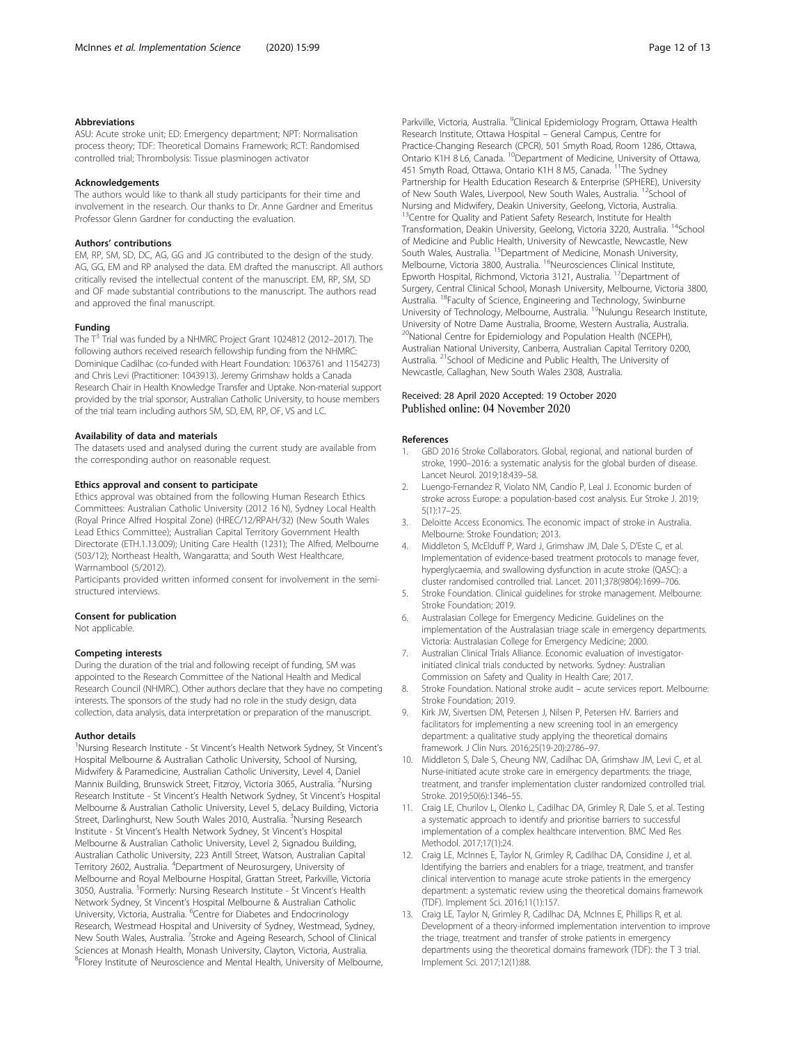### Abbreviations

ASU: Acute stroke unit; ED: Emergency department; NPT: Normalisation process theory; TDF: Theoretical Domains Framework; RCT: Randomised controlled trial; Thrombolysis: Tissue plasminogen activator

### Acknowledgements

The authors would like to thank all study participants for their time and involvement in the research. Our thanks to Dr. Anne Gardner and Emeritus Professor Glenn Gardner for conducting the evaluation.

### Authors' contributions

EM, RP, SM, SD, DC, AG, GG and JG contributed to the design of the study. AG, GG, EM and RP analysed the data. EM drafted the manuscript. All authors critically revised the intellectual content of the manuscript. EM, RP, SM, SD and OF made substantial contributions to the manuscript. The authors read and approved the final manuscript.

### Funding

The $T^3$ Trial was funded by a NHMRC Project Grant 1024812 (2012–2017). The following authors received research fellowship funding from the NHMRC: Dominique Cadilhac (co-funded with Heart Foundation: 1063761 and 1154273) and Chris Levi (Practitioner: 1043913). Jeremy Grimshaw holds a Canada Research Chair in Health Knowledge Transfer and Uptake. Non-material support provided by the trial sponsor, Australian Catholic University, to house members of the trial team including authors SM, SD, EM, RP, OF, VS and LC.

### Availability of data and materials

The datasets used and analysed during the current study are available from the corresponding author on reasonable request.

### Ethics approval and consent to participate

Ethics approval was obtained from the following Human Research Ethics Committees: Australian Catholic University (2012 16 N), Sydney Local Health (Royal Prince Alfred Hospital Zone) (HREC/12/RPAH/32) (New South Wales Lead Ethics Committee); Australian Capital Territory Government Health Directorate (ETH.1.13.009); Uniting Care Health (1231); The Alfred, Melbourne (503/12); Northeast Health, Wangaratta; and South West Healthcare, Warrnambool (5/2012).

Participants provided written informed consent for involvement in the semi-structured interviews.

### Consent for publication

Not applicable.

### Competing interests

During the duration of the trial and following receipt of funding, SM was appointed to the Research Committee of the National Health and Medical Research Council (NHMRC). Other authors declare that they have no competing interests. The sponsors of the study had no role in the study design, data collection, data analysis, data interpretation or preparation of the manuscript.

### Author details

[1]Nursing Research Institute - St Vincent's Health Network Sydney, St Vincent's Hospital Melbourne & Australian Catholic University, School of Nursing, Midwifery & Paramedicine, Australian Catholic University, Level 4, Daniel Mannix Building, Brunswick Street, Fitzroy, Victoria 3065, Australia. [2]Nursing Research Institute - St Vincent's Health Network Sydney, St Vincent's Hospital Melbourne & Australian Catholic University, Level 5, deLacy Building, Victoria Street, Darlinghurst, New South Wales 2010, Australia. [3]Nursing Research Institute - St Vincent's Health Network Sydney, St Vincent's Hospital Melbourne & Australian Catholic University, Level 2, Signadou Building, Australian Catholic University, 223 Antill Street, Watson, Australian Capital Territory 2602, Australia. [4]Department of Neurosurgery, University of Melbourne and Royal Melbourne Hospital, Grattan Street, Parkville, Victoria 3050, Australia. [5]Formerly: Nursing Research Institute - St Vincent's Health Network Sydney, St Vincent's Hospital Melbourne & Australian Catholic University, Victoria, Australia. [6]Centre for Diabetes and Endocrinology Research, Westmead Hospital and University of Sydney, Westmead, Sydney, New South Wales, Australia. [7]Stroke and Ageing Research, School of Clinical Sciences at Monash Health, Monash University, Clayton, Victoria, Australia. [8]Florey Institute of Neuroscience and Mental Health, University of Melbourne, Parkville, Victoria, Australia. [9]Clinical Epidemiology Program, Ottawa Health Research Institute, Ottawa Hospital – General Campus, Centre for Practice-Changing Research (CPCR), 501 Smyth Road, Room 1286, Ottawa, Ontario K1H 8 L6, Canada. [10]Department of Medicine, University of Ottawa, 451 Smyth Road, Ottawa, Ontario K1H 8 M5, Canada. [11]The Sydney Partnership for Health Education Research & Enterprise (SPHERE), University of New South Wales, Liverpool, New South Wales, Australia. [12]School of Nursing and Midwifery, Deakin University, Geelong, Victoria, Australia. [13]Centre for Quality and Patient Safety Research, Institute for Health Transformation, Deakin University, Geelong, Victoria 3220, Australia. [14]School of Medicine and Public Health, University of Newcastle, Newcastle, New South Wales, Australia. [15]Department of Medicine, Monash University, Melbourne, Victoria 3800, Australia. [16]Neurosciences Clinical Institute, Epworth Hospital, Richmond, Victoria 3121, Australia. [17]Department of Surgery, Central Clinical School, Monash University, Melbourne, Victoria 3800, Australia. [18]Faculty of Science, Engineering and Technology, Swinburne University of Technology, Melbourne, Australia. [19]Nulungu Research Institute, University of Notre Dame Australia, Broome, Western Australia, Australia. [20]National Centre for Epidemiology and Population Health (NCEPH), Australian National University, Canberra, Australian Capital Territory 0200, Australia. [21]School of Medicine and Public Health, The University of Newcastle, Callaghan, New South Wales 2308, Australia.

Received: 28 April 2020 Accepted: 19 October 2020
Published online: 04 November 2020

### References

1. GBD 2016 Stroke Collaborators. Global, regional, and national burden of stroke, 1990–2016: a systematic analysis for the global burden of disease. Lancet Neurol. 2019;18:439–58.
2. Luengo-Fernandez R, Violato NM, Candio P, Leal J. Economic burden of stroke across Europe: a population-based cost analysis. Eur Stroke J. 2019; 5(1):17–25.
3. Deloitte Access Economics. The economic impact of stroke in Australia. Melbourne: Stroke Foundation; 2013.
4. Middleton S, McElduff P, Ward J, Grimshaw JM, Dale S, D'Este C, et al. Implementation of evidence-based treatment protocols to manage fever, hyperglycaemia, and swallowing dysfunction in acute stroke (QASC): a cluster randomised controlled trial. Lancet. 2011;378(9804):1699–706.
5. Stroke Foundation. Clinical guidelines for stroke management. Melbourne: Stroke Foundation; 2019.
6. Australasian College for Emergency Medicine. Guidelines on the implementation of the Australasian triage scale in emergency departments. Victoria: Australasian College for Emergency Medicine; 2000.
7. Australian Clinical Trials Alliance. Economic evaluation of investigator-initiated clinical trials conducted by networks. Sydney: Australian Commission on Safety and Quality in Health Care; 2017.
8. Stroke Foundation. National stroke audit – acute services report. Melbourne: Stroke Foundation; 2019.
9. Kirk JW, Sivertsen DM, Petersen J, Nilsen P, Petersen HV. Barriers and facilitators for implementing a new screening tool in an emergency department: a qualitative study applying the theoretical domains framework. J Clin Nurs. 2016;25(19-20):2786–97.
10. Middleton S, Dale S, Cheung NW, Cadilhac DA, Grimshaw JM, Levi C, et al. Nurse-initiated acute stroke care in emergency departments: the triage, treatment, and transfer implementation cluster randomized controlled trial. Stroke. 2019;50(6):1346–55.
11. Craig LE, Churilov L, Olenko L, Cadilhac DA, Grimley R, Dale S, et al. Testing a systematic approach to identify and prioritise barriers to successful implementation of a complex healthcare intervention. BMC Med Res Methodol. 2017;17(1):24.
12. Craig LE, McInnes E, Taylor N, Grimley R, Cadilhac DA, Considine J, et al. Identifying the barriers and enablers for a triage, treatment, and transfer clinical intervention to manage acute stroke patients in the emergency department: a systematic review using the theoretical domains framework (TDF). Implement Sci. 2016;11(1):157.
13. Craig LE, Taylor N, Grimley R, Cadilhac DA, McInnes E, Phillips R, et al. Development of a theory-informed implementation intervention to improve the triage, treatment and transfer of stroke patients in emergency departments using the theoretical domains framework (TDF): the T 3 trial. Implement Sci. 2017;12(1):88.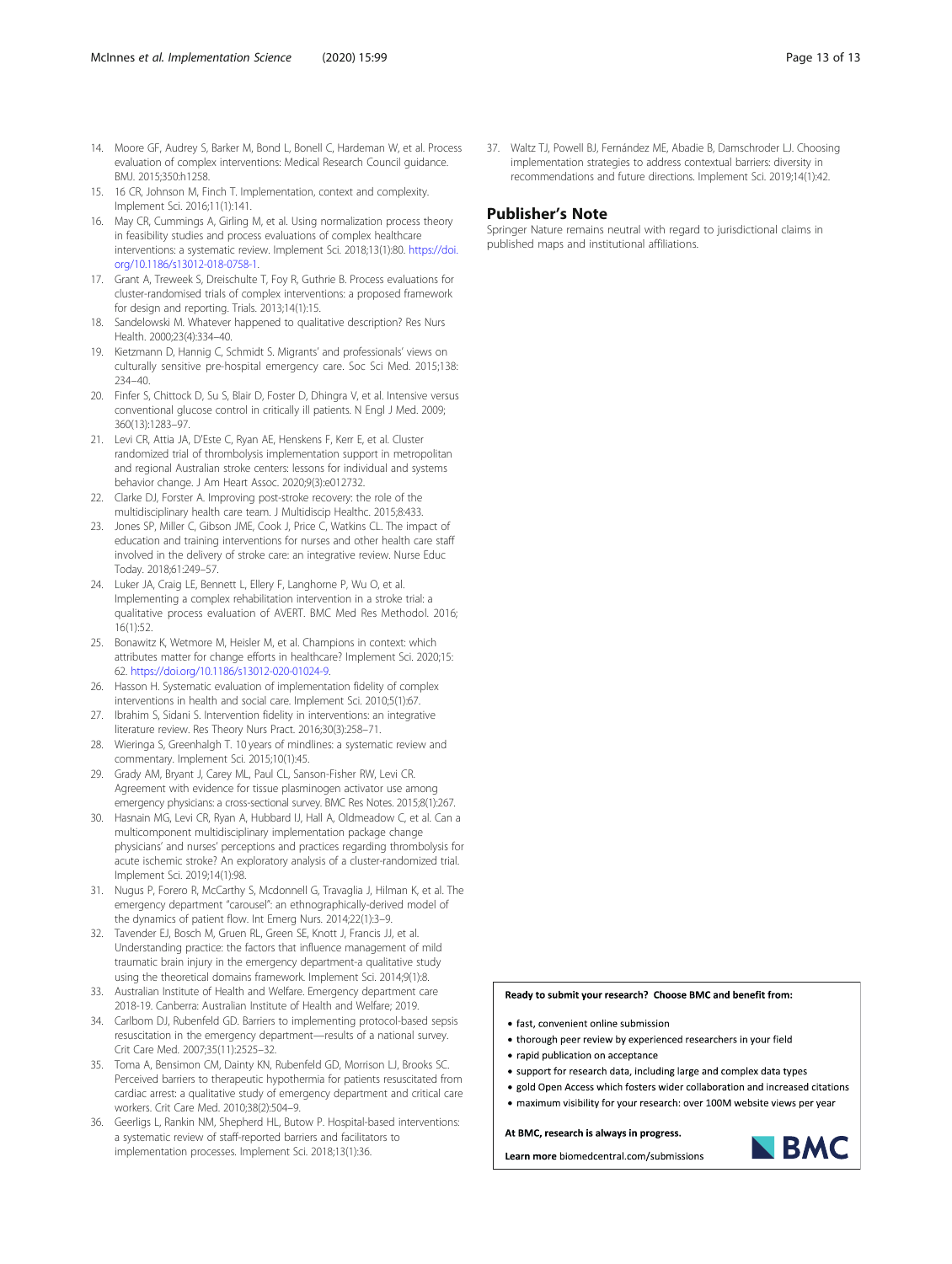14. Moore GF, Audrey S, Barker M, Bond L, Bonell C, Hardeman W, et al. Process evaluation of complex interventions: Medical Research Council guidance. BMJ. 2015;350:h1258.
15. 16 CR, Johnson M, Finch T. Implementation, context and complexity. Implement Sci. 2016;11(1):141.
16. May CR, Cummings A, Girling M, et al. Using normalization process theory in feasibility studies and process evaluations of complex healthcare interventions: a systematic review. Implement Sci. 2018;13(1):80. https://doi.org/10.1186/s13012-018-0758-1.
17. Grant A, Treweek S, Dreischulte T, Foy R, Guthrie B. Process evaluations for cluster-randomised trials of complex interventions: a proposed framework for design and reporting. Trials. 2013;14(1):15.
18. Sandelowski M. Whatever happened to qualitative description? Res Nurs Health. 2000;23(4):334–40.
19. Kietzmann D, Hannig C, Schmidt S. Migrants' and professionals' views on culturally sensitive pre-hospital emergency care. Soc Sci Med. 2015;138:234–40.
20. Finfer S, Chittock D, Su S, Blair D, Foster D, Dhingra V, et al. Intensive versus conventional glucose control in critically ill patients. N Engl J Med. 2009;360(13):1283–97.
21. Levi CR, Attia JA, D'Este C, Ryan AE, Henskens F, Kerr E, et al. Cluster randomized trial of thrombolysis implementation support in metropolitan and regional Australian stroke centers: lessons for individual and systems behavior change. J Am Heart Assoc. 2020;9(3):e012732.
22. Clarke DJ, Forster A. Improving post-stroke recovery: the role of the multidisciplinary health care team. J Multidiscip Healthc. 2015;8:433.
23. Jones SP, Miller C, Gibson JME, Cook J, Price C, Watkins CL. The impact of education and training interventions for nurses and other health care staff involved in the delivery of stroke care: an integrative review. Nurse Educ Today. 2018;61:249–57.
24. Luker JA, Craig LE, Bennett L, Ellery F, Langhorne P, Wu O, et al. Implementing a complex rehabilitation intervention in a stroke trial: a qualitative process evaluation of AVERT. BMC Med Res Methodol. 2016;16(1):52.
25. Bonawitz K, Wetmore M, Heisler M, et al. Champions in context: which attributes matter for change efforts in healthcare? Implement Sci. 2020;15:62. https://doi.org/10.1186/s13012-020-01024-9.
26. Hasson H. Systematic evaluation of implementation fidelity of complex interventions in health and social care. Implement Sci. 2010;5(1):67.
27. Ibrahim S, Sidani S. Intervention fidelity in interventions: an integrative literature review. Res Theory Nurs Pract. 2016;30(3):258–71.
28. Wieringa S, Greenhalgh T. 10 years of mindlines: a systematic review and commentary. Implement Sci. 2015;10(1):45.
29. Grady AM, Bryant J, Carey ML, Paul CL, Sanson-Fisher RW, Levi CR. Agreement with evidence for tissue plasminogen activator use among emergency physicians: a cross-sectional survey. BMC Res Notes. 2015;8(1):267.
30. Hasnain MG, Levi CR, Ryan A, Hubbard IJ, Hall A, Oldmeadow C, et al. Can a multicomponent multidisciplinary implementation package change physicians' and nurses' perceptions and practices regarding thrombolysis for acute ischemic stroke? An exploratory analysis of a cluster-randomized trial. Implement Sci. 2019;14(1):98.
31. Nugus P, Forero R, McCarthy S, Mcdonnell G, Travaglia J, Hilman K, et al. The emergency department "carousel": an ethnographically-derived model of the dynamics of patient flow. Int Emerg Nurs. 2014;22(1):3–9.
32. Tavender EJ, Bosch M, Gruen RL, Green SE, Knott J, Francis JJ, et al. Understanding practice: the factors that influence management of mild traumatic brain injury in the emergency department-a qualitative study using the theoretical domains framework. Implement Sci. 2014;9(1):8.
33. Australian Institute of Health and Welfare. Emergency department care 2018-19. Canberra: Australian Institute of Health and Welfare; 2019.
34. Carlbom DJ, Rubenfeld GD. Barriers to implementing protocol-based sepsis resuscitation in the emergency department—results of a national survey. Crit Care Med. 2007;35(11):2525–32.
35. Toma A, Bensimon CM, Dainty KN, Rubenfeld GD, Morrison LJ, Brooks SC. Perceived barriers to therapeutic hypothermia for patients resuscitated from cardiac arrest: a qualitative study of emergency department and critical care workers. Crit Care Med. 2010;38(2):504–9.
36. Geerligs L, Rankin NM, Shepherd HL, Butow P. Hospital-based interventions: a systematic review of staff-reported barriers and facilitators to implementation processes. Implement Sci. 2018;13(1):36.
37. Waltz TJ, Powell BJ, Fernández ME, Abadie B, Damschroder LJ. Choosing implementation strategies to address contextual barriers: diversity in recommendations and future directions. Implement Sci. 2019;14(1):42.

## Publisher's Note

Springer Nature remains neutral with regard to jurisdictional claims in published maps and institutional affiliations.

**Ready to submit your research? Choose BMC and benefit from:**

- fast, convenient online submission
- thorough peer review by experienced researchers in your field
- rapid publication on acceptance
- support for research data, including large and complex data types
- gold Open Access which fosters wider collaboration and increased citations
- maximum visibility for your research: over 100M website views per year

**At BMC, research is always in progress.**

**Learn more** biomedcentral.com/submissions

BMC